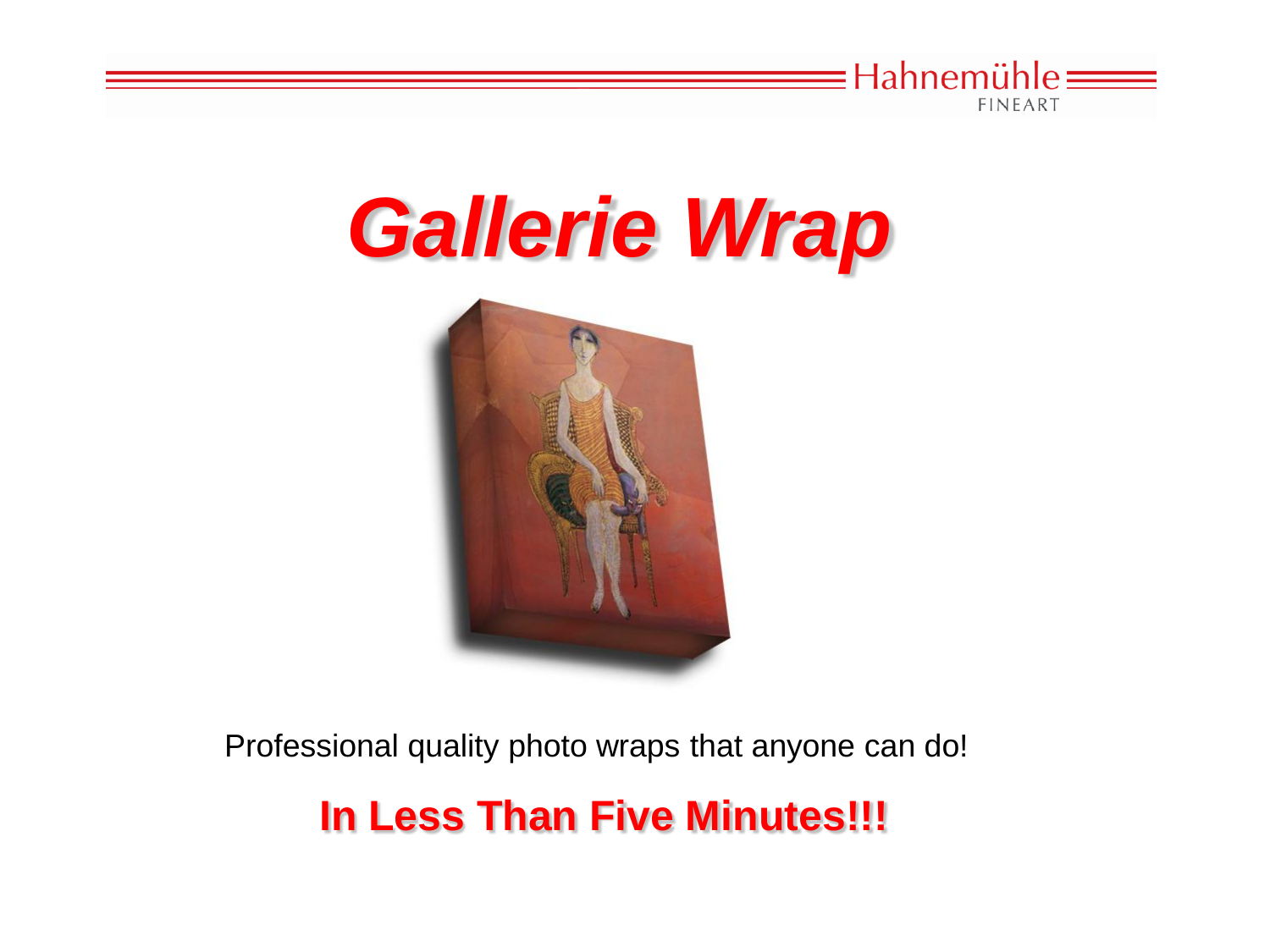# *Gallerie Wrap*

Professional quality photo wraps that anyone can do!

## **In Less Than Five Minutes!!!**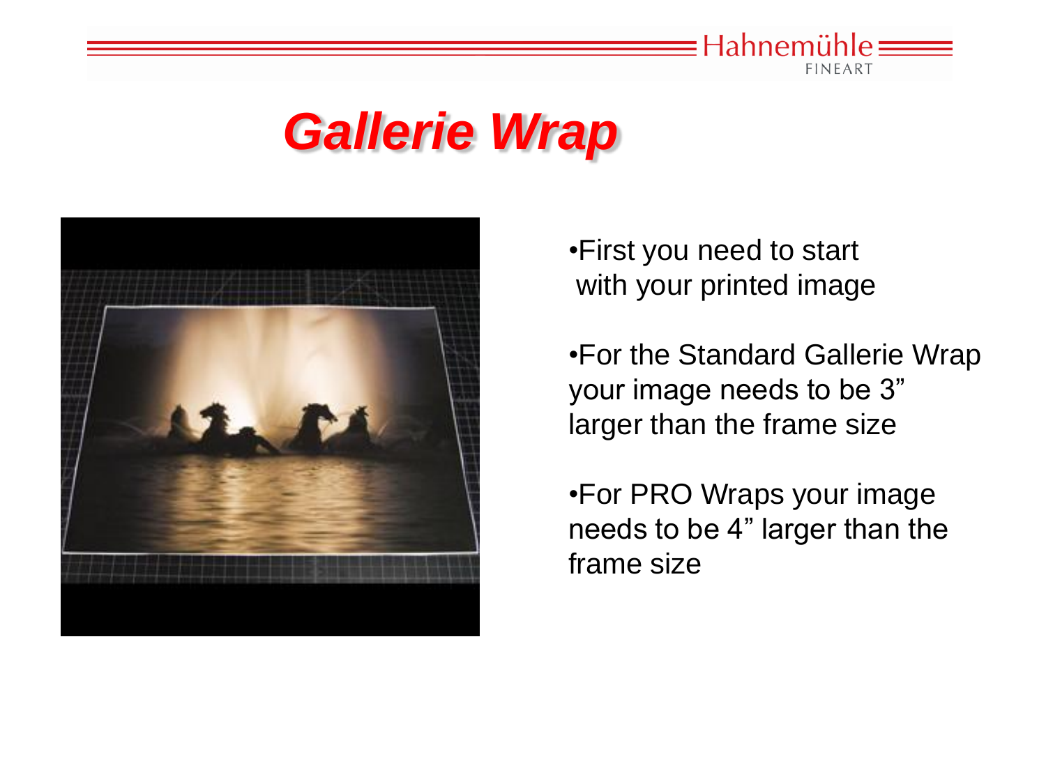# Gallerie Wrap

- First you need to start with your printed image
- For the Standard Gallerie Wrap your image needs to be 3” larger than the frame size
- For PRO Wraps your image needs to be 4” larger than the frame size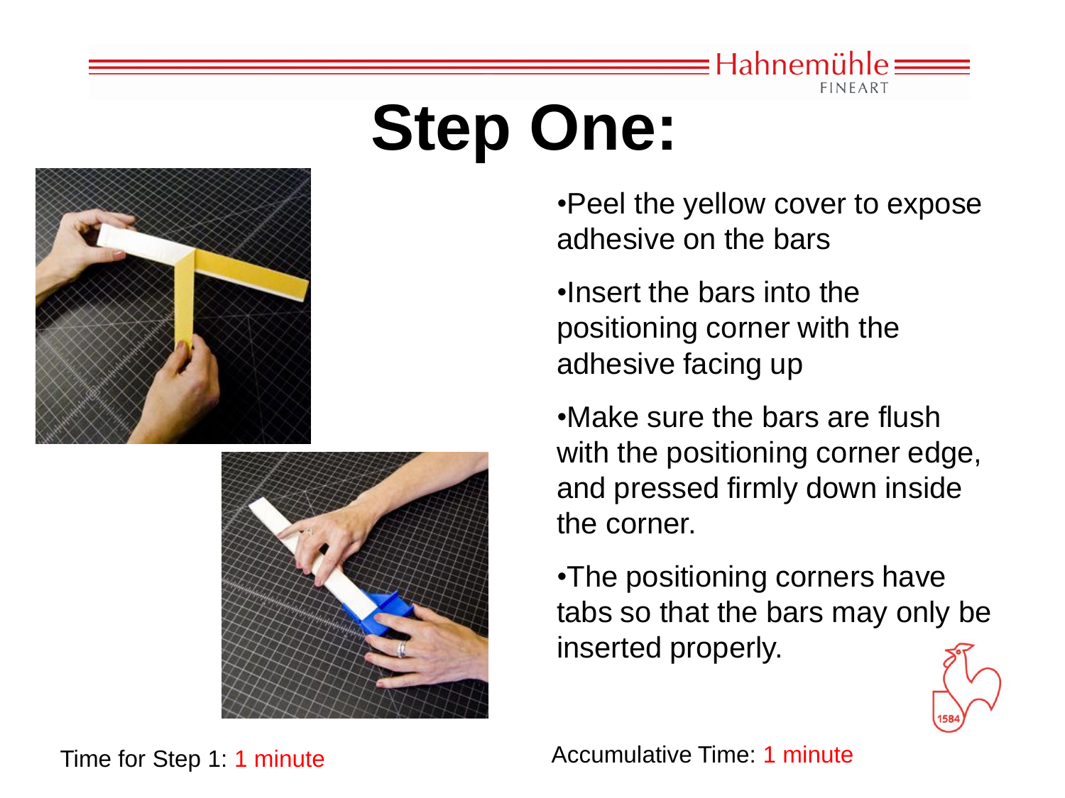# Step One:

- Peel the yellow cover to expose adhesive on the bars
- Insert the bars into the positioning corner with the adhesive facing up
- Make sure the bars are flush with the positioning corner edge, and pressed firmly down inside the corner.
- The positioning corners have tabs so that the bars may only be inserted properly.

Time for Step 1: 1 minute

Accumulative Time: 1 minute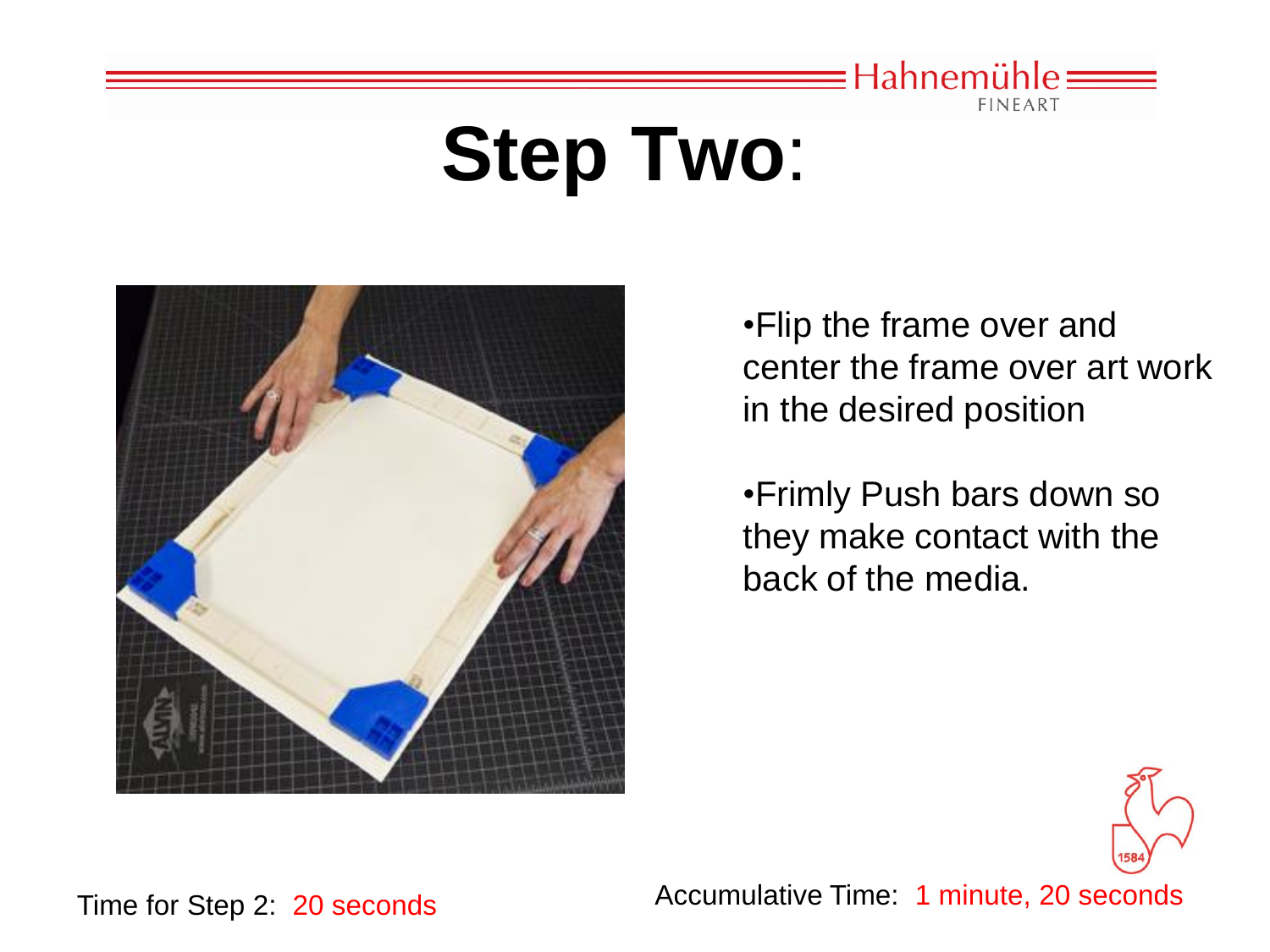# Step Two:

- Flip the frame over and center the frame over art work in the desired position
- Frimly Push bars down so they make contact with the back of the media.

Time for Step 2: 20 seconds

Accumulative Time: 1 minute, 20 seconds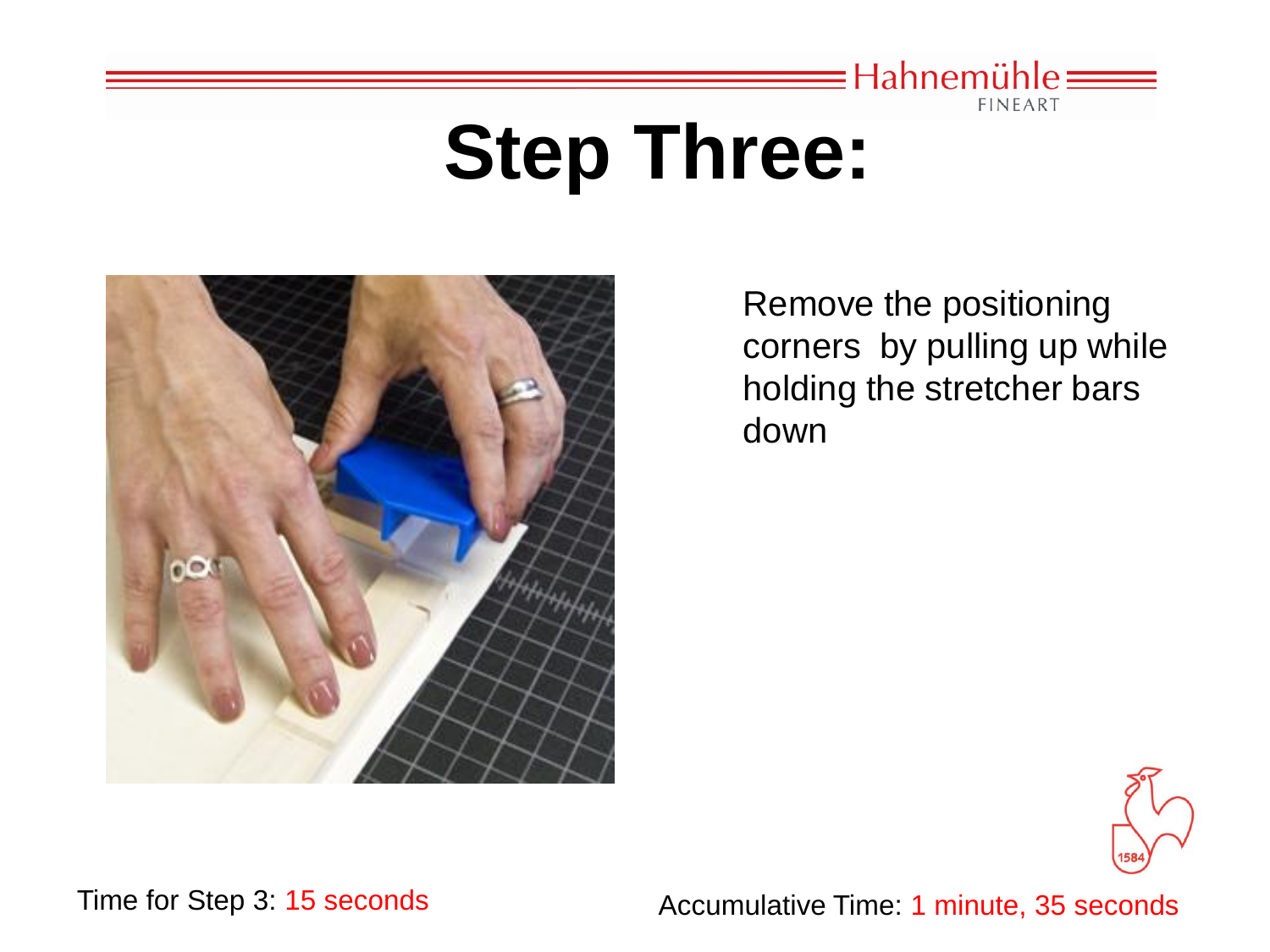# Step Three:

Remove the positioning corners by pulling up while holding the stretcher bars down

Time for Step 3: 15 seconds

Accumulative Time: 1 minute, 35 seconds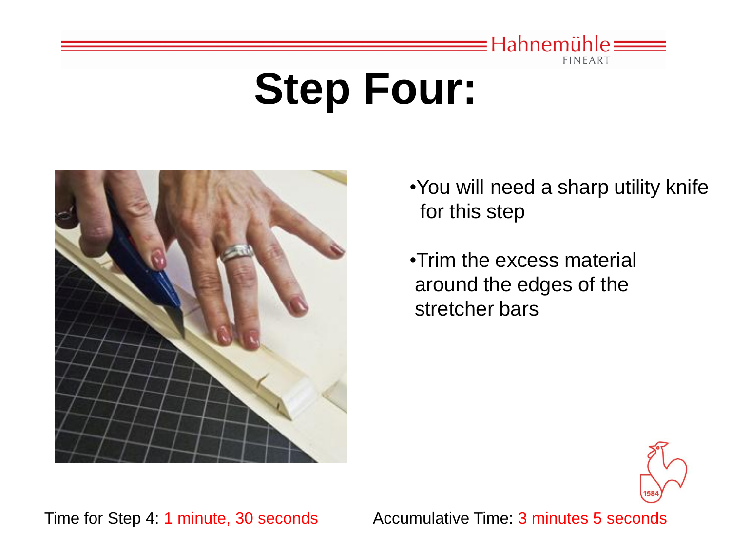# Step Four:

- You will need a sharp utility knife for this step
- Trim the excess material around the edges of the stretcher bars

Time for Step 4: 1 minute, 30 seconds

Accumulative Time: 3 minutes 5 seconds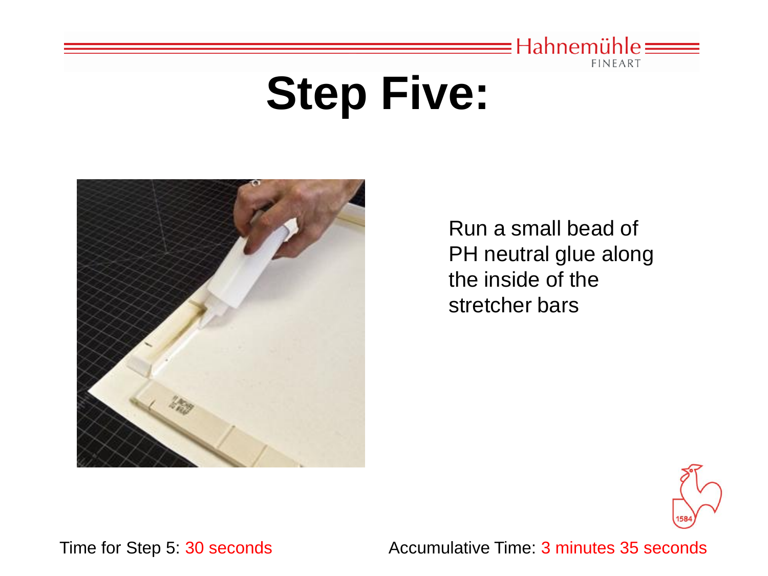# Step Five:

Run a small bead of PH neutral glue along the inside of the stretcher bars

Time for Step 5: 30 seconds

Accumulative Time: 3 minutes 35 seconds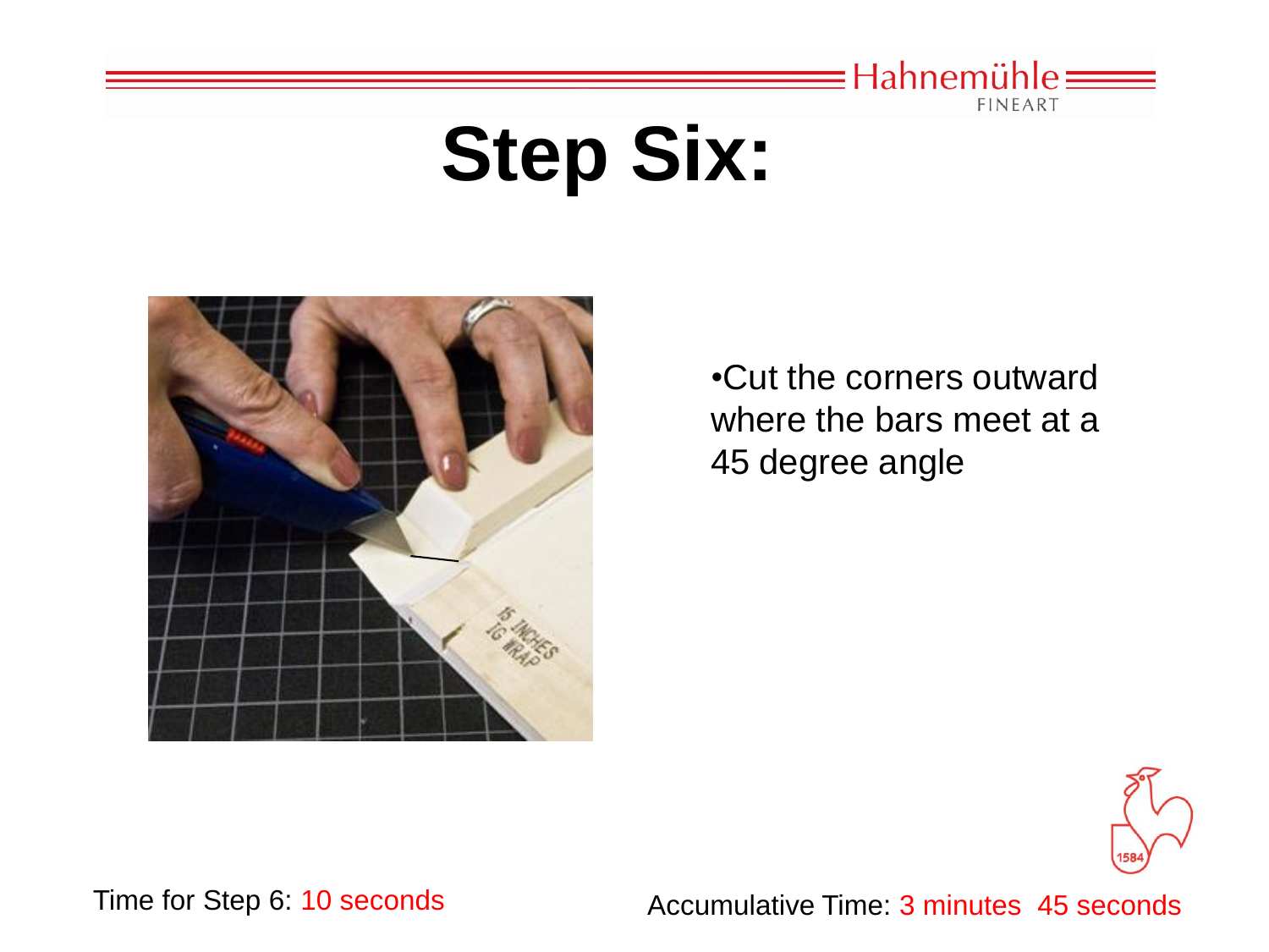# Step Six:

- Cut the corners outward where the bars meet at a 45 degree angle

Time for Step 6: 10 seconds

Accumulative Time: 3 minutes 45 seconds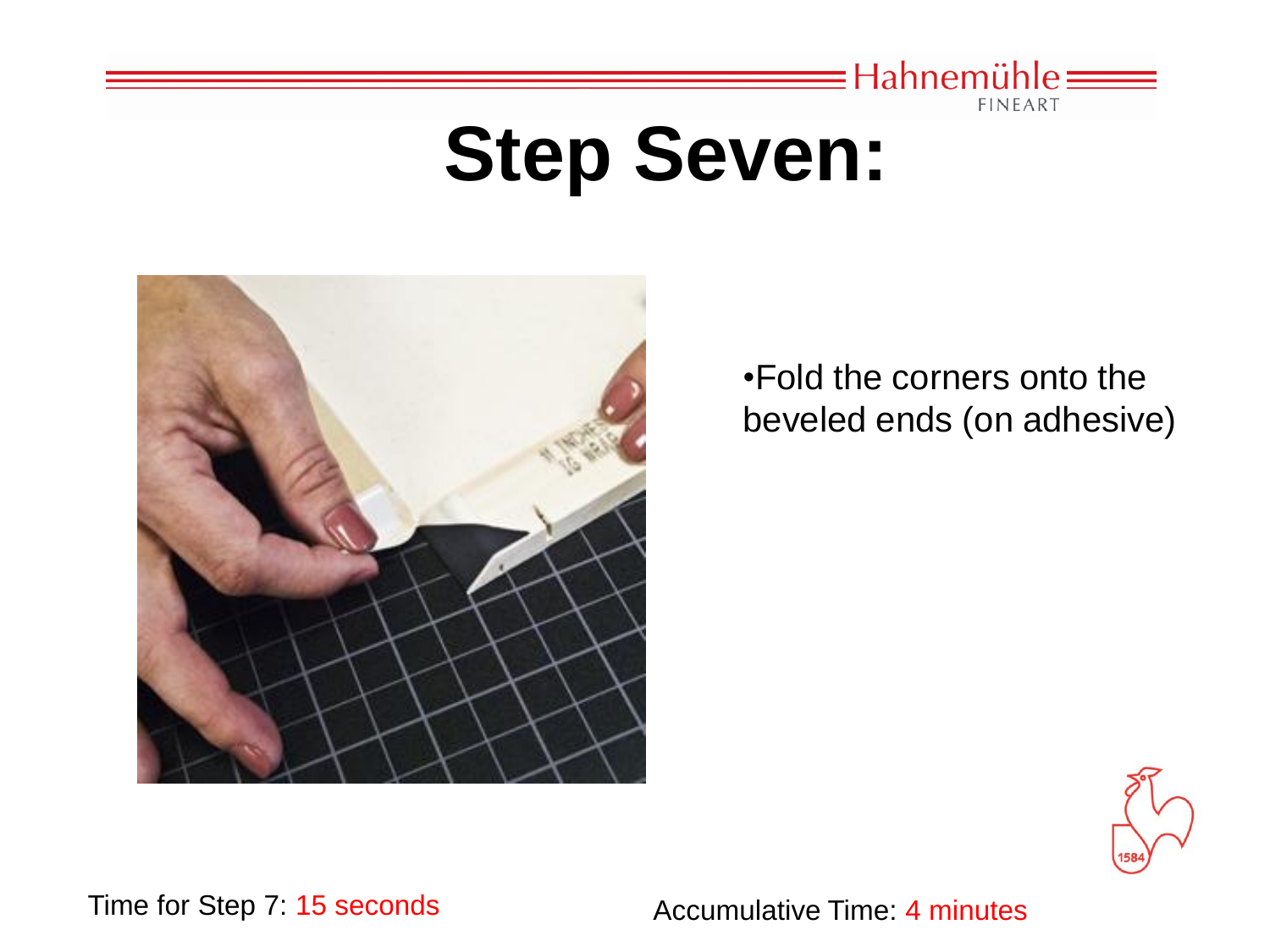# Step Seven:

- Fold the corners onto the beveled ends (on adhesive)

Time for Step 7: 15 seconds

Accumulative Time: 4 minutes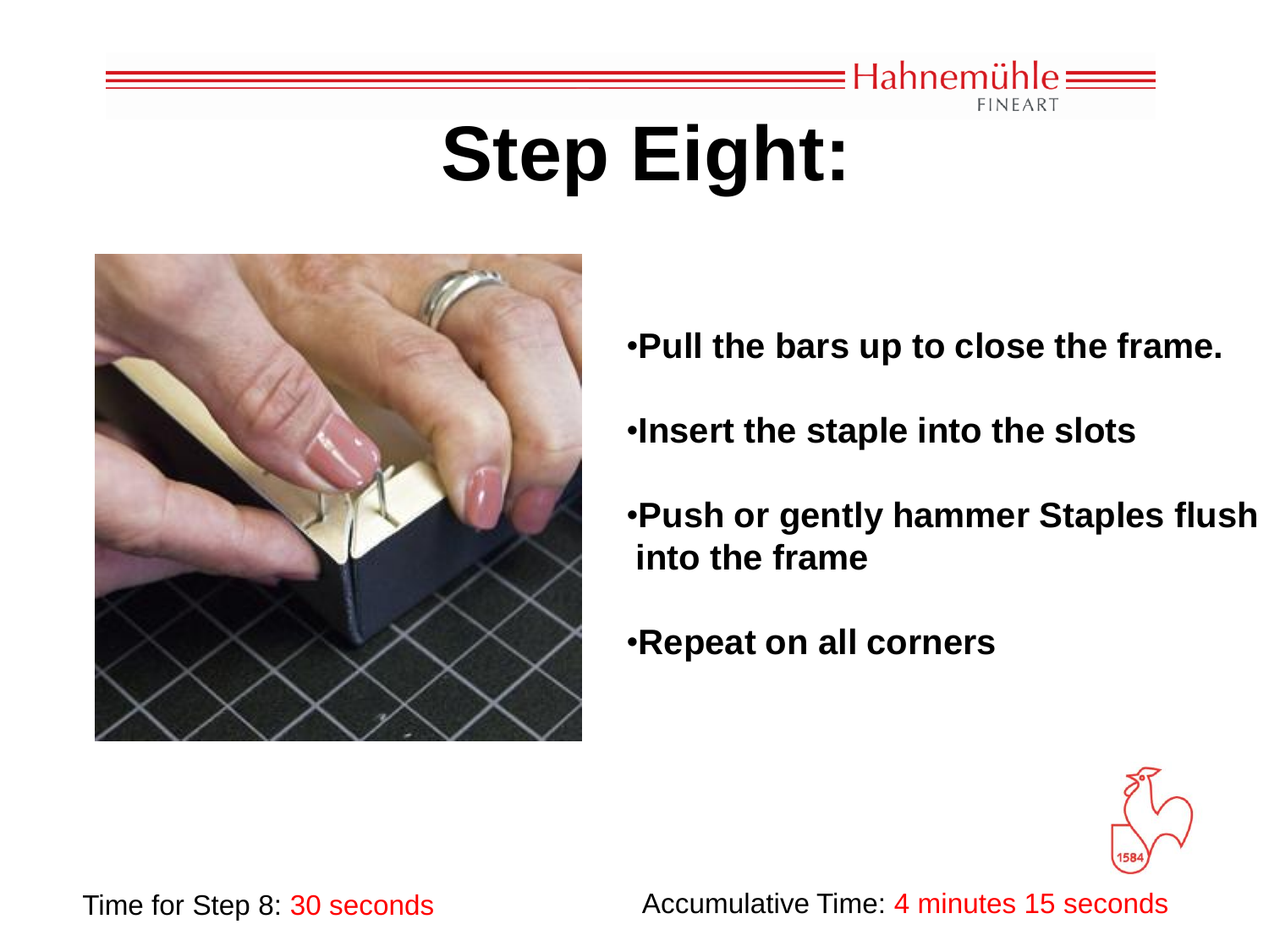# Step Eight:

- Pull the bars up to close the frame.
- Insert the staple into the slots
- Push or gently hammer Staples flush into the frame
- Repeat on all corners

Time for Step 8: 30 seconds

Accumulative Time: 4 minutes 15 seconds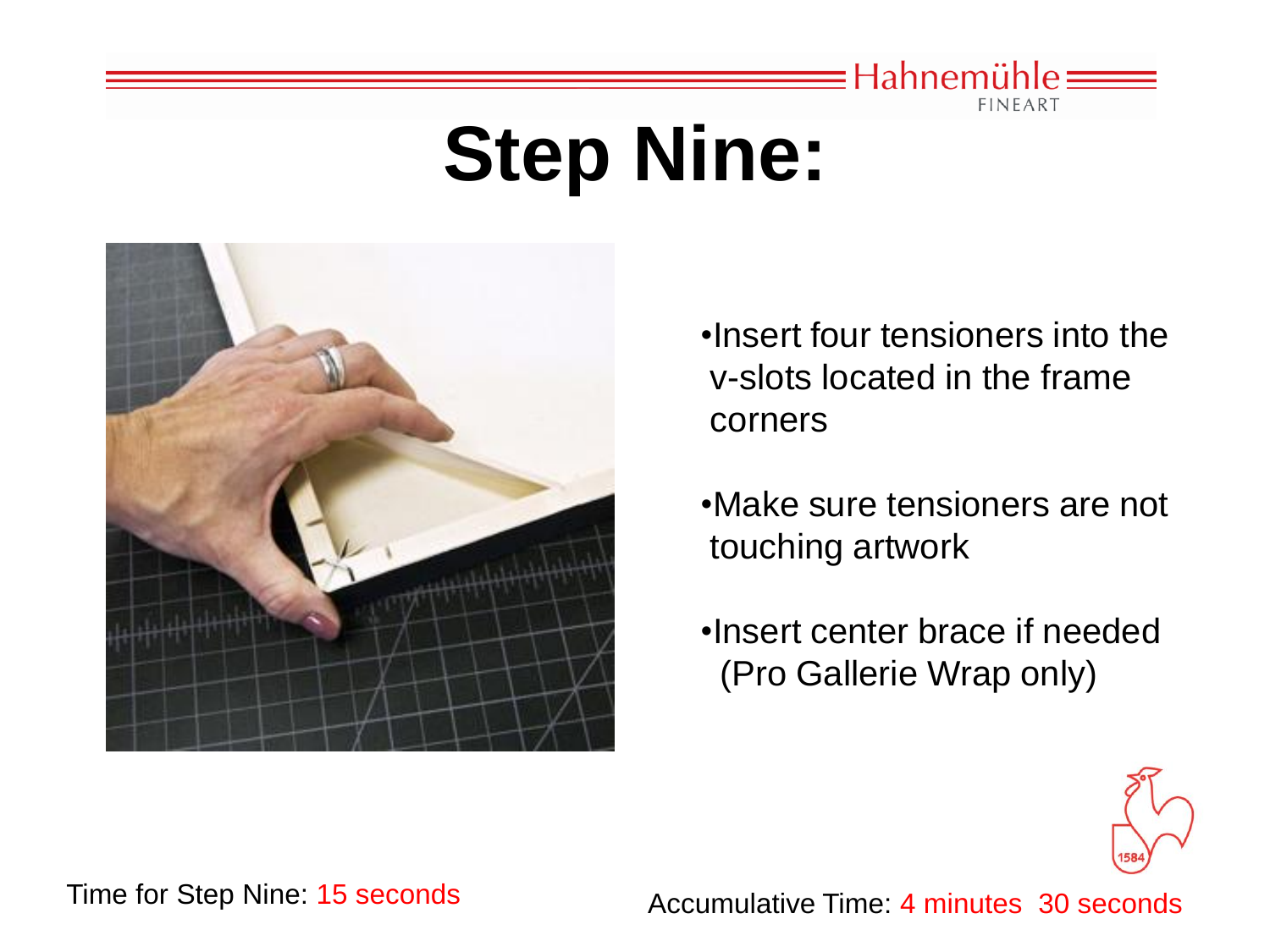# Step Nine:

- Insert four tensioners into the v-slots located in the frame corners
- Make sure tensioners are not touching artwork
- Insert center brace if needed (Pro Gallerie Wrap only)

Time for Step Nine: 15 seconds

Accumulative Time: 4 minutes 30 seconds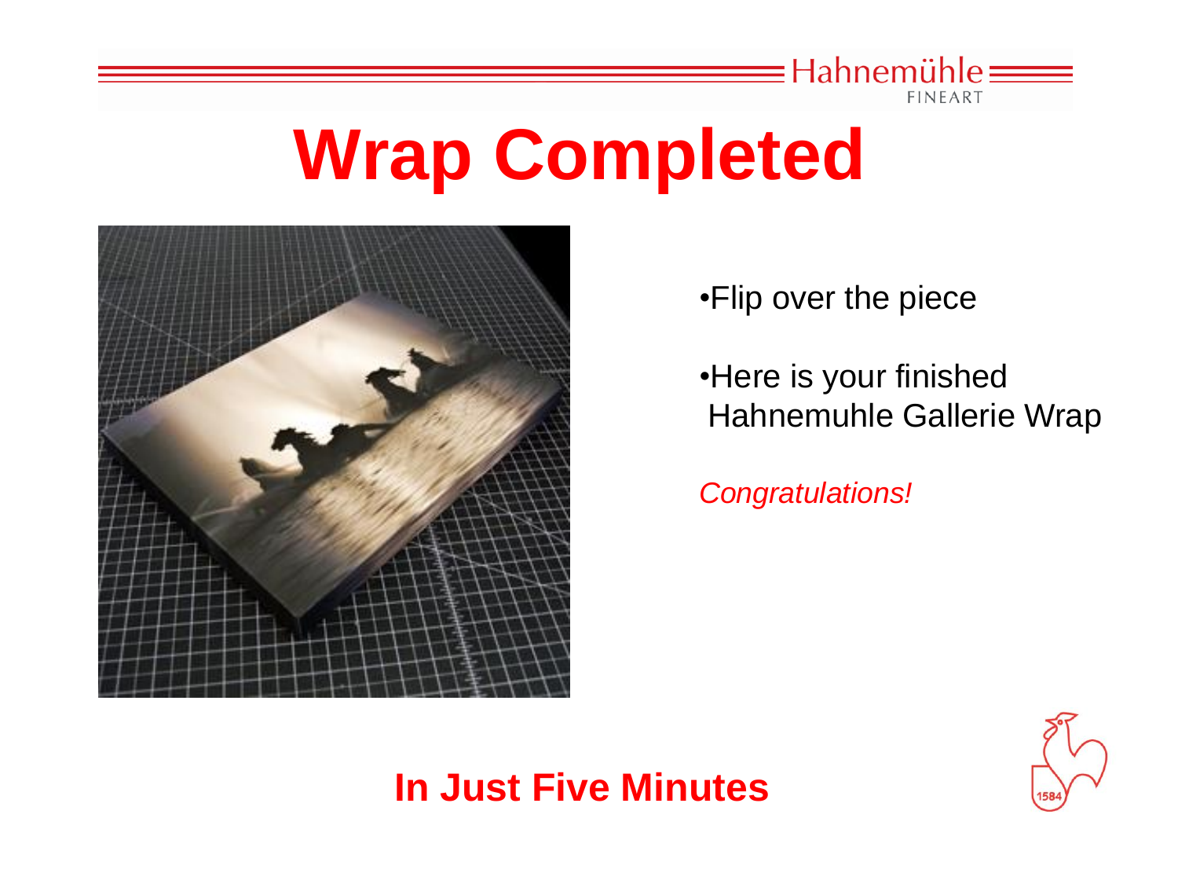# Wrap Completed

- Flip over the piece
- Here is your finished Hahnemuhle Gallerie Wrap

*Congratulations!*

**In Just Five Minutes**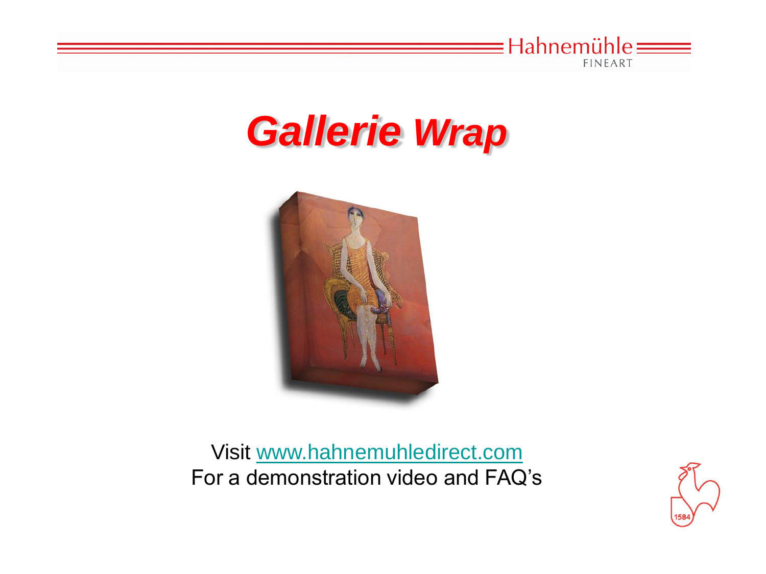# *Gallerie Wrap*

Visit [www.hahnemuhledirect.com](http://www.hahnemuhledirect.com)
For a demonstration video and FAQ's